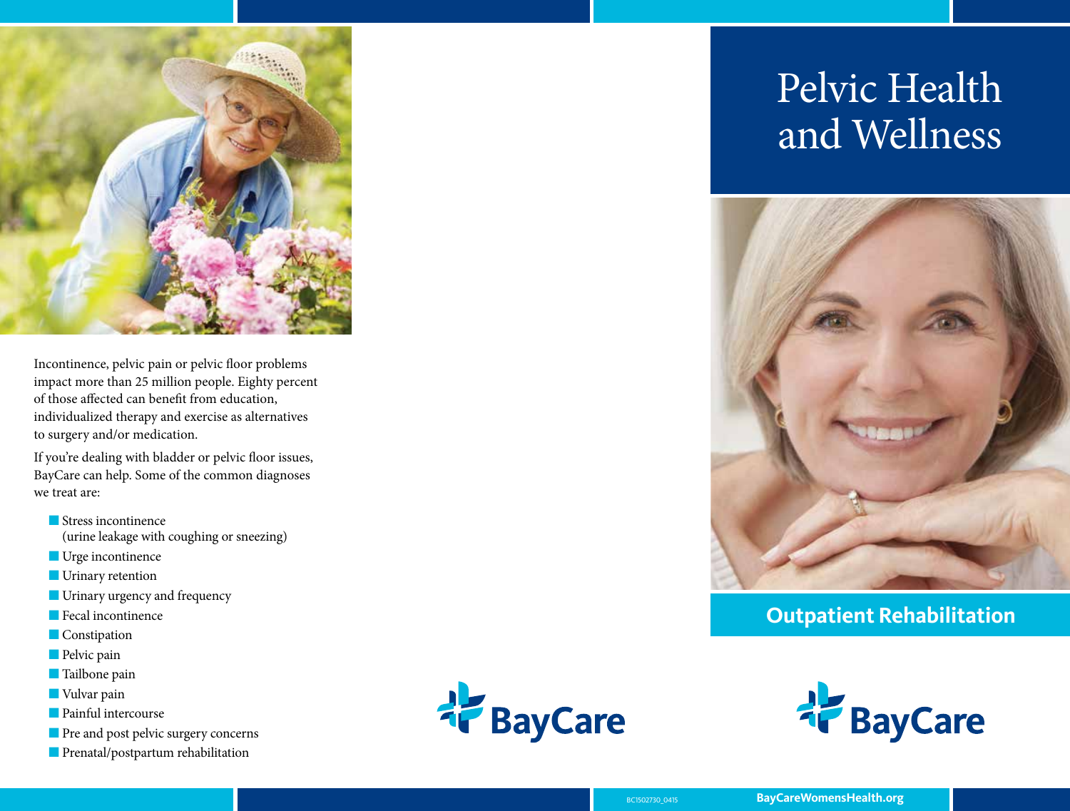Incontinence, pelvic pain or pelvic floor problems impact more than 25 million people. Eighty percent of those affected can benefit from education, individualized therapy and exercise as alternatives to surgery and/or medication.

If you're dealing with bladder or pelvic floor issues, BayCare can help. Some of the common diagnoses we treat are:

- Stress incontinence (urine leakage with coughing or sneezing)
- Urge incontinence
- Urinary retention
- Urinary urgency and frequency
- Fecal incontinence
- Constipation
- Pelvic pain
- Tailbone pain
- Vulvar pain
- Painful intercourse
- Pre and post pelvic surgery concerns
- Prenatal/postpartum rehabilitation

BayCare

# Pelvic Health and Wellness

## Outpatient Rehabilitation

BayCare

BC1502730_0415

**BayCareWomensHealth.org**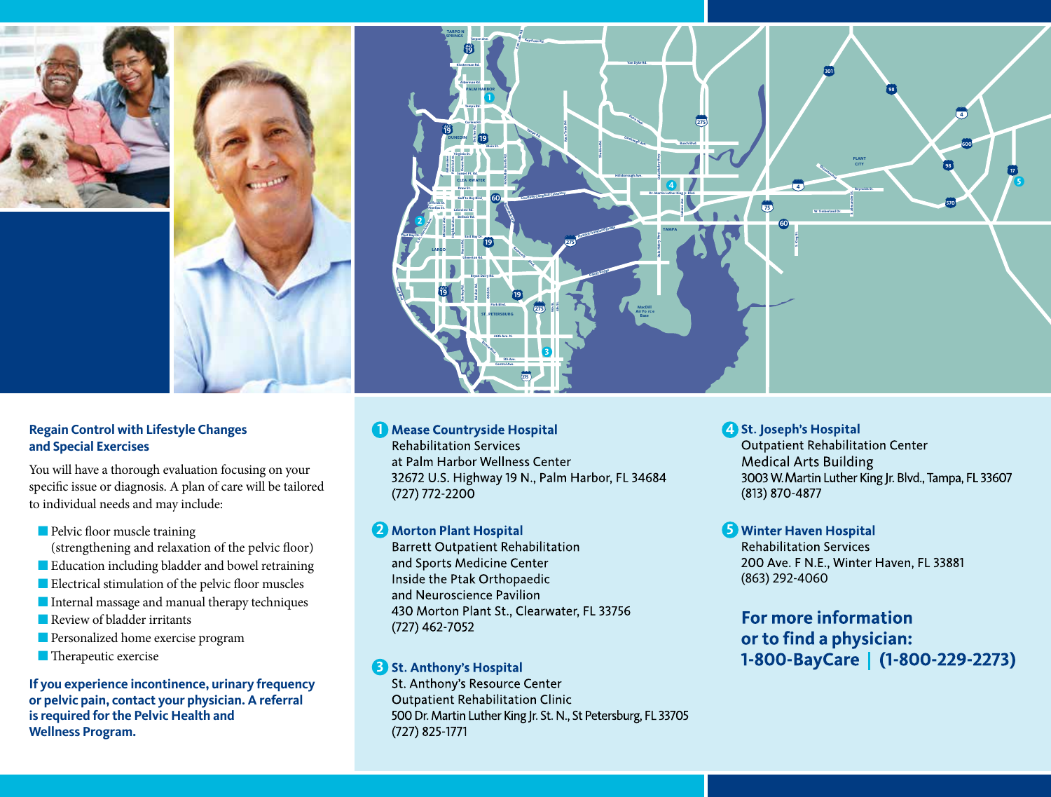## Regain Control with Lifestyle Changes and Special Exercises

You will have a thorough evaluation focusing on your specific issue or diagnosis. A plan of care will be tailored to individual needs and may include:

- Pelvic floor muscle training (strengthening and relaxation of the pelvic floor)
- Education including bladder and bowel retraining
- Electrical stimulation of the pelvic floor muscles
- Internal massage and manual therapy techniques
- Review of bladder irritants
- Personalized home exercise program
- Therapeutic exercise

**If you experience incontinence, urinary frequency or pelvic pain, contact your physician. A referral is required for the Pelvic Health and Wellness Program.**

**1 Mease Countryside Hospital**
Rehabilitation Services
at Palm Harbor Wellness Center
32672 U.S. Highway 19 N., Palm Harbor, FL 34684
(727) 772-2200

**2 Morton Plant Hospital**
Barrett Outpatient Rehabilitation
and Sports Medicine Center
Inside the Ptak Orthopaedic
and Neuroscience Pavilion
430 Morton Plant St., Clearwater, FL 33756
(727) 462-7052

**3 St. Anthony's Hospital**
St. Anthony's Resource Center
Outpatient Rehabilitation Clinic
500 Dr. Martin Luther King Jr. St. N., St Petersburg, FL 33705
(727) 825-1771

**4 St. Joseph's Hospital**
Outpatient Rehabilitation Center
Medical Arts Building
3003 W. Martin Luther King Jr. Blvd., Tampa, FL 33607
(813) 870-4877

**5 Winter Haven Hospital**
Rehabilitation Services
200 Ave. F N.E., Winter Haven, FL 33881
(863) 292-4060

**For more information or to find a physician: 1-800-BayCare | (1-800-229-2273)**